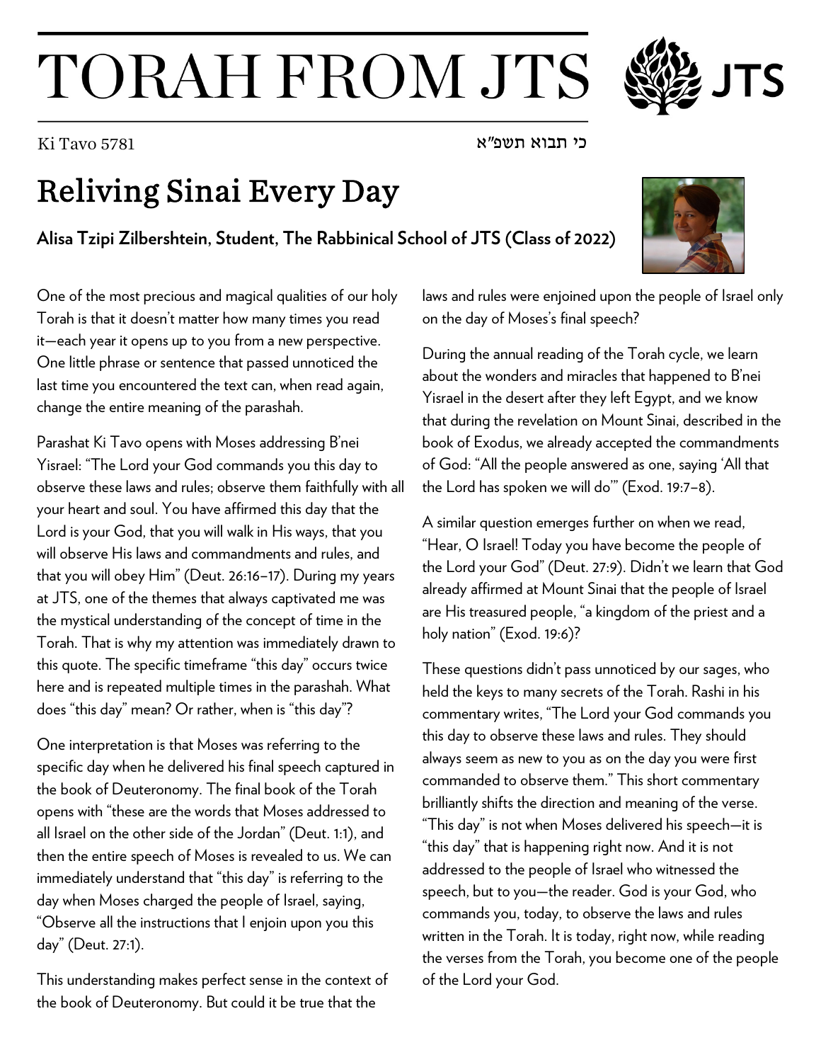# TORAH FROM JTS

Ki Tavo 5781 כי תבוא תשפ"א

## Reliving Sinai Every Day

**Alisa Tzipi Zilbershtein, Student, The Rabbinical School of JTS (Class of 2022)**

One of the most precious and magical qualities of our holy Torah is that it doesn't matter how many times you read it—each year it opens up to you from a new perspective. One little phrase or sentence that passed unnoticed the last time you encountered the text can, when read again, change the entire meaning of the parashah.

Parashat Ki Tavo opens with Moses addressing B'nei Yisrael: "The Lord your God commands you this day to observe these laws and rules; observe them faithfully with all your heart and soul. You have affirmed this day that the Lord is your God, that you will walk in His ways, that you will observe His laws and commandments and rules, and that you will obey Him" (Deut. 26:16–17). During my years at JTS, one of the themes that always captivated me was the mystical understanding of the concept of time in the Torah. That is why my attention was immediately drawn to this quote. The specific timeframe "this day" occurs twice here and is repeated multiple times in the parashah. What does "this day" mean? Or rather, when is "this day"?

One interpretation is that Moses was referring to the specific day when he delivered his final speech captured in the book of Deuteronomy. The final book of the Torah opens with "these are the words that Moses addressed to all Israel on the other side of the Jordan" (Deut. 1:1), and then the entire speech of Moses is revealed to us. We can immediately understand that "this day" is referring to the day when Moses charged the people of Israel, saying, "Observe all the instructions that I enjoin upon you this day" (Deut. 27:1).

This understanding makes perfect sense in the context of the book of Deuteronomy. But could it be true that the laws and rules were enjoined upon the people of Israel only on the day of Moses's final speech?

During the annual reading of the Torah cycle, we learn about the wonders and miracles that happened to B'nei Yisrael in the desert after they left Egypt, and we know that during the revelation on Mount Sinai, described in the book of Exodus, we already accepted the commandments of God: "All the people answered as one, saying 'All that the Lord has spoken we will do'" (Exod. 19:7–8).

A similar question emerges further on when we read, "Hear, O Israel! Today you have become the people of the Lord your God" (Deut. 27:9). Didn't we learn that God already affirmed at Mount Sinai that the people of Israel are His treasured people, "a kingdom of the priest and a holy nation" (Exod. 19:6)?

These questions didn't pass unnoticed by our sages, who held the keys to many secrets of the Torah. Rashi in his commentary writes, "The Lord your God commands you this day to observe these laws and rules. They should always seem as new to you as on the day you were first commanded to observe them." This short commentary brilliantly shifts the direction and meaning of the verse. "This day" is not when Moses delivered his speech—it is "this day" that is happening right now. And it is not addressed to the people of Israel who witnessed the speech, but to you—the reader. God is your God, who commands you, today, to observe the laws and rules written in the Torah. It is today, right now, while reading the verses from the Torah, you become one of the people of the Lord your God.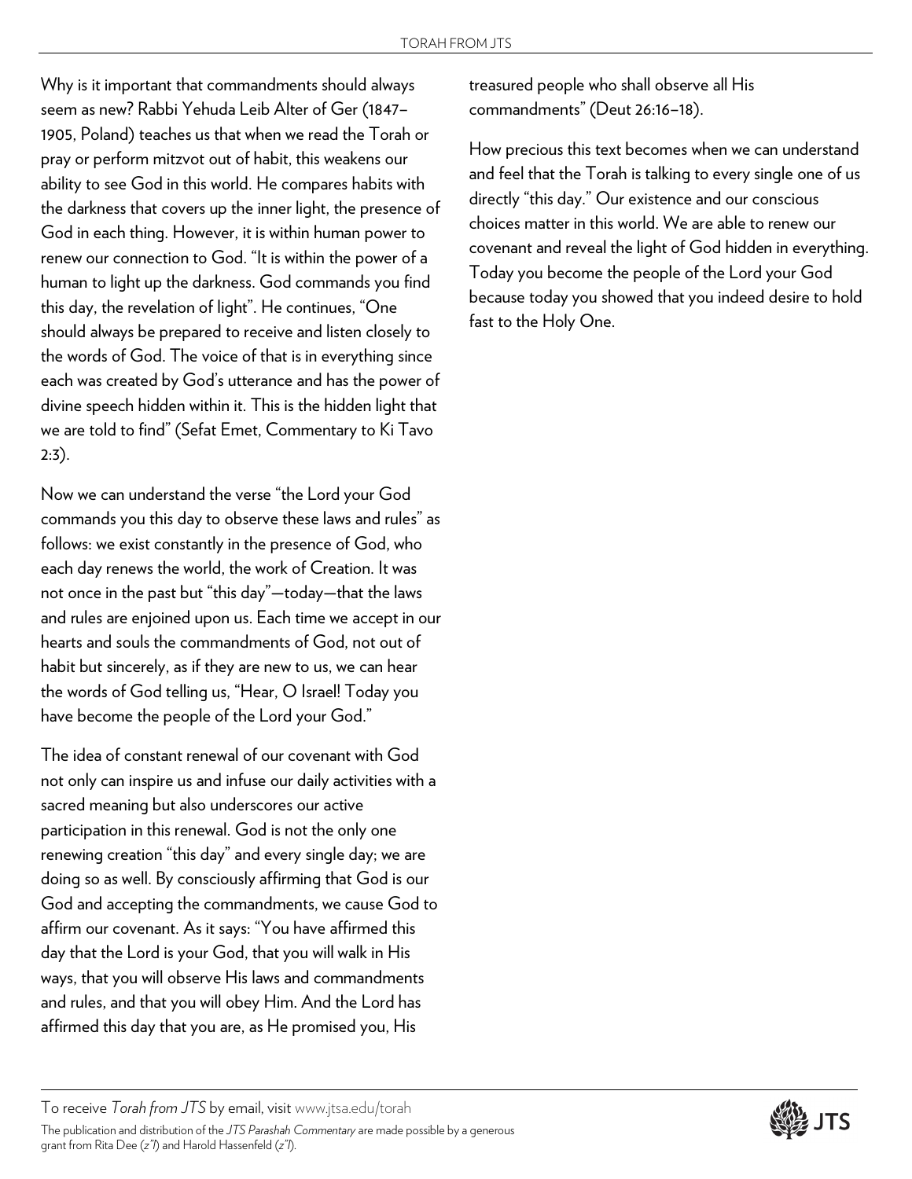Why is it important that commandments should always seem as new? Rabbi Yehuda Leib Alter of Ger (1847–1905, Poland) teaches us that when we read the Torah or pray or perform mitzvot out of habit, this weakens our ability to see God in this world. He compares habits with the darkness that covers up the inner light, the presence of God in each thing. However, it is within human power to renew our connection to God. "It is within the power of a human to light up the darkness. God commands you find this day, the revelation of light". He continues, "One should always be prepared to receive and listen closely to the words of God. The voice of that is in everything since each was created by God's utterance and has the power of divine speech hidden within it. This is the hidden light that we are told to find" (Sefat Emet, Commentary to Ki Tavo 2:3).

Now we can understand the verse "the Lord your God commands you this day to observe these laws and rules" as follows: we exist constantly in the presence of God, who each day renews the world, the work of Creation. It was not once in the past but "this day"—today—that the laws and rules are enjoined upon us. Each time we accept in our hearts and souls the commandments of God, not out of habit but sincerely, as if they are new to us, we can hear the words of God telling us, "Hear, O Israel! Today you have become the people of the Lord your God."

The idea of constant renewal of our covenant with God not only can inspire us and infuse our daily activities with a sacred meaning but also underscores our active participation in this renewal. God is not the only one renewing creation "this day" and every single day; we are doing so as well. By consciously affirming that God is our God and accepting the commandments, we cause God to affirm our covenant. As it says: "You have affirmed this day that the Lord is your God, that you will walk in His ways, that you will observe His laws and commandments and rules, and that you will obey Him. And the Lord has affirmed this day that you are, as He promised you, His treasured people who shall observe all His commandments" (Deut 26:16–18).

How precious this text becomes when we can understand and feel that the Torah is talking to every single one of us directly "this day." Our existence and our conscious choices matter in this world. We are able to renew our covenant and reveal the light of God hidden in everything. Today you become the people of the Lord your God because today you showed that you indeed desire to hold fast to the Holy One.

To receive *Torah from JTS* by email, visit www.jtsa.edu/torah

The publication and distribution of the *JTS Parashah Commentary* are made possible by a generous grant from Rita Dee (*z"l*) and Harold Hassenfeld (*z"l*).